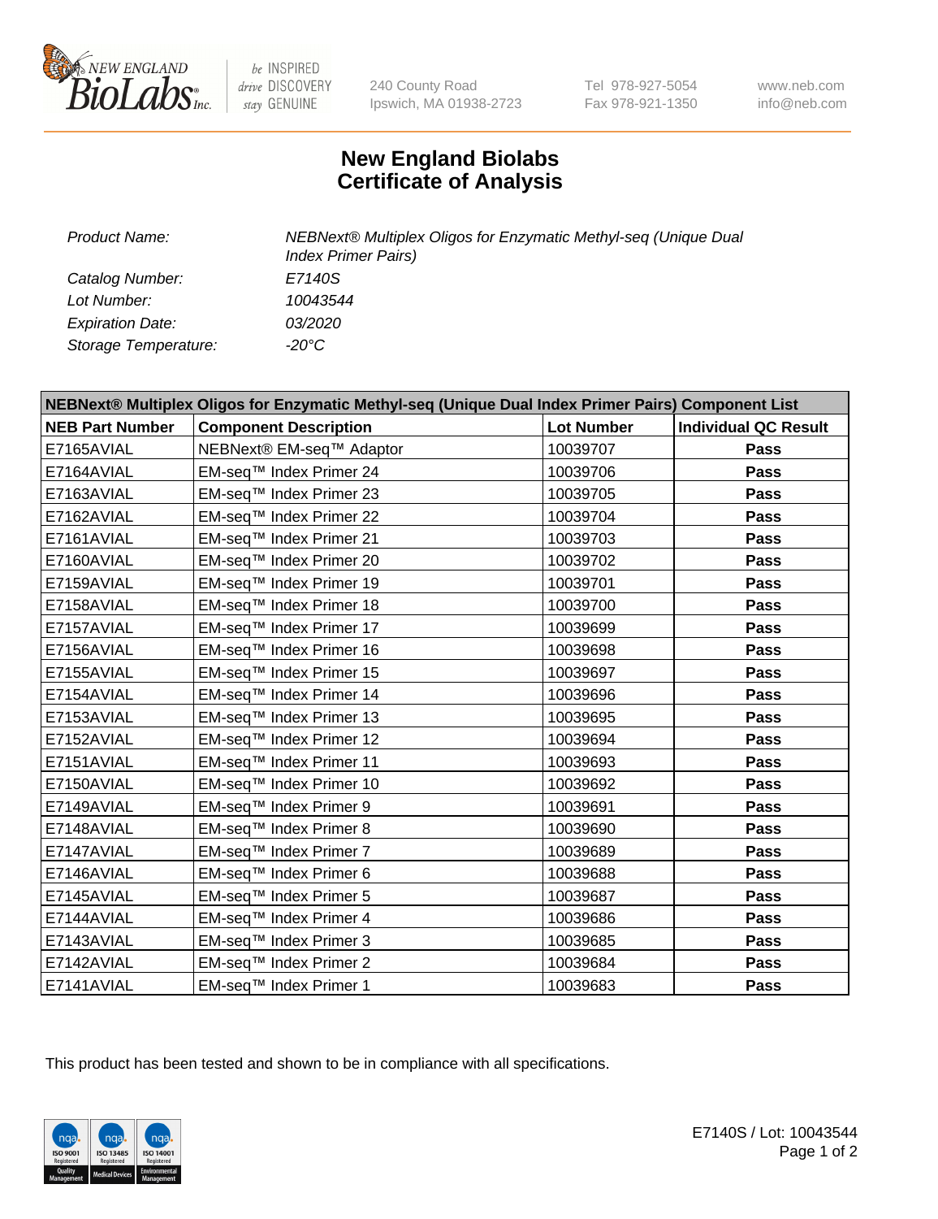240 County Road
Ipswich, MA 01938-2723

Tel 978-927-5054
Fax 978-921-1350

www.neb.com
info@neb.com

# New England Biolabs
# Certificate of Analysis

| | |
|---|---|
| *Product Name:* | *NEBNext® Multiplex Oligos for Enzymatic Methyl-seq (Unique Dual Index Primer Pairs)* |
| *Catalog Number:* | *E7140S* |
| *Lot Number:* | *10043544* |
| *Expiration Date:* | *03/2020* |
| *Storage Temperature:* | *-20°C* |

| NEBNext® Multiplex Oligos for Enzymatic Methyl-seq (Unique Dual Index Primer Pairs) Component List | | | |
|---|---|---|---|
| **NEB Part Number** | **Component Description** | **Lot Number** | **Individual QC Result** |
| E7165AVIAL | NEBNext® EM-seq™ Adaptor | 10039707 | **Pass** |
| E7164AVIAL | EM-seq™ Index Primer 24 | 10039706 | **Pass** |
| E7163AVIAL | EM-seq™ Index Primer 23 | 10039705 | **Pass** |
| E7162AVIAL | EM-seq™ Index Primer 22 | 10039704 | **Pass** |
| E7161AVIAL | EM-seq™ Index Primer 21 | 10039703 | **Pass** |
| E7160AVIAL | EM-seq™ Index Primer 20 | 10039702 | **Pass** |
| E7159AVIAL | EM-seq™ Index Primer 19 | 10039701 | **Pass** |
| E7158AVIAL | EM-seq™ Index Primer 18 | 10039700 | **Pass** |
| E7157AVIAL | EM-seq™ Index Primer 17 | 10039699 | **Pass** |
| E7156AVIAL | EM-seq™ Index Primer 16 | 10039698 | **Pass** |
| E7155AVIAL | EM-seq™ Index Primer 15 | 10039697 | **Pass** |
| E7154AVIAL | EM-seq™ Index Primer 14 | 10039696 | **Pass** |
| E7153AVIAL | EM-seq™ Index Primer 13 | 10039695 | **Pass** |
| E7152AVIAL | EM-seq™ Index Primer 12 | 10039694 | **Pass** |
| E7151AVIAL | EM-seq™ Index Primer 11 | 10039693 | **Pass** |
| E7150AVIAL | EM-seq™ Index Primer 10 | 10039692 | **Pass** |
| E7149AVIAL | EM-seq™ Index Primer 9 | 10039691 | **Pass** |
| E7148AVIAL | EM-seq™ Index Primer 8 | 10039690 | **Pass** |
| E7147AVIAL | EM-seq™ Index Primer 7 | 10039689 | **Pass** |
| E7146AVIAL | EM-seq™ Index Primer 6 | 10039688 | **Pass** |
| E7145AVIAL | EM-seq™ Index Primer 5 | 10039687 | **Pass** |
| E7144AVIAL | EM-seq™ Index Primer 4 | 10039686 | **Pass** |
| E7143AVIAL | EM-seq™ Index Primer 3 | 10039685 | **Pass** |
| E7142AVIAL | EM-seq™ Index Primer 2 | 10039684 | **Pass** |
| E7141AVIAL | EM-seq™ Index Primer 1 | 10039683 | **Pass** |

This product has been tested and shown to be in compliance with all specifications.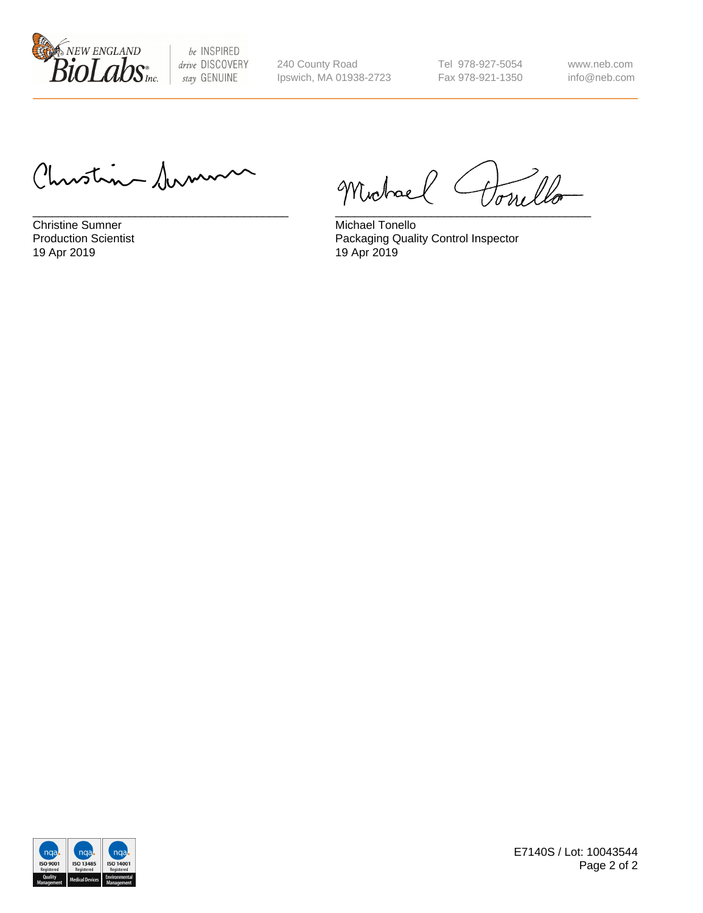240 County Road
Ipswich, MA 01938-2723

Tel 978-927-5054
Fax 978-921-1350

www.neb.com
info@neb.com

\_\_\_\_\_\_\_\_\_\_\_\_\_\_\_\_\_\_\_\_\_\_\_\_\_\_\_\_\_\_\_\_\_\_\_\_\_\_\_\_

Christine Sumner
Production Scientist
19 Apr 2019

\_\_\_\_\_\_\_\_\_\_\_\_\_\_\_\_\_\_\_\_\_\_\_\_\_\_\_\_\_\_\_\_\_\_\_\_\_\_\_\_

Michael Tonello
Packaging Quality Control Inspector
19 Apr 2019

E7140S / Lot: 10043544